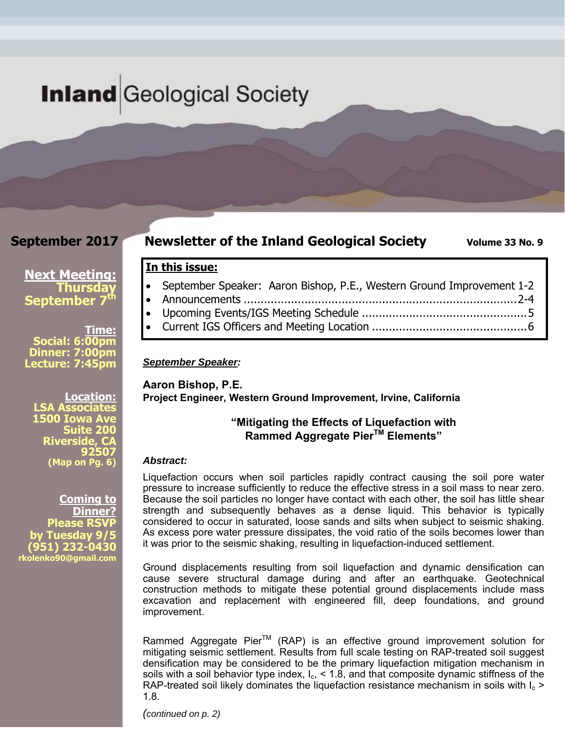# Inland Geological Society

**September 2017**

## Newsletter of the Inland Geological Society

**Volume 33 No. 9**

**Next Meeting:**
**Thursday September 7th**

**Time:**
**Social: 6:00pm**
**Dinner: 7:00pm**
**Lecture: 7:45pm**

**Location:**
**LSA Associates**
**1500 Iowa Ave**
**Suite 200**
**Riverside, CA**
**92507**
**(Map on Pg. 6)**

**Coming to Dinner?**
**Please RSVP**
**by Tuesday 9/5**
**(951) 232-0430**
**rkolenko90@gmail.com**

**In this issue:**

- September Speaker: Aaron Bishop, P.E., Western Ground Improvement 1-2
- Announcements ................................................................................2-4
- Upcoming Events/IGS Meeting Schedule ..............................................5
- Current IGS Officers and Meeting Location ............................................6

***September Speaker:***

**Aaron Bishop, P.E.**
**Project Engineer, Western Ground Improvement, Irvine, California**

**"Mitigating the Effects of Liquefaction with Rammed Aggregate Pier™ Elements"**

***Abstract:***

Liquefaction occurs when soil particles rapidly contract causing the soil pore water pressure to increase sufficiently to reduce the effective stress in a soil mass to near zero. Because the soil particles no longer have contact with each other, the soil has little shear strength and subsequently behaves as a dense liquid. This behavior is typically considered to occur in saturated, loose sands and silts when subject to seismic shaking. As excess pore water pressure dissipates, the void ratio of the soils becomes lower than it was prior to the seismic shaking, resulting in liquefaction-induced settlement.

Ground displacements resulting from soil liquefaction and dynamic densification can cause severe structural damage during and after an earthquake. Geotechnical construction methods to mitigate these potential ground displacements include mass excavation and replacement with engineered fill, deep foundations, and ground improvement.

Rammed Aggregate Pier™ (RAP) is an effective ground improvement solution for mitigating seismic settlement. Results from full scale testing on RAP-treated soil suggest densification may be considered to be the primary liquefaction mitigation mechanism in soils with a soil behavior type index, $I_c$, < 1.8, and that composite dynamic stiffness of the RAP-treated soil likely dominates the liquefaction resistance mechanism in soils with $I_c$ > 1.8.

*(continued on p. 2)*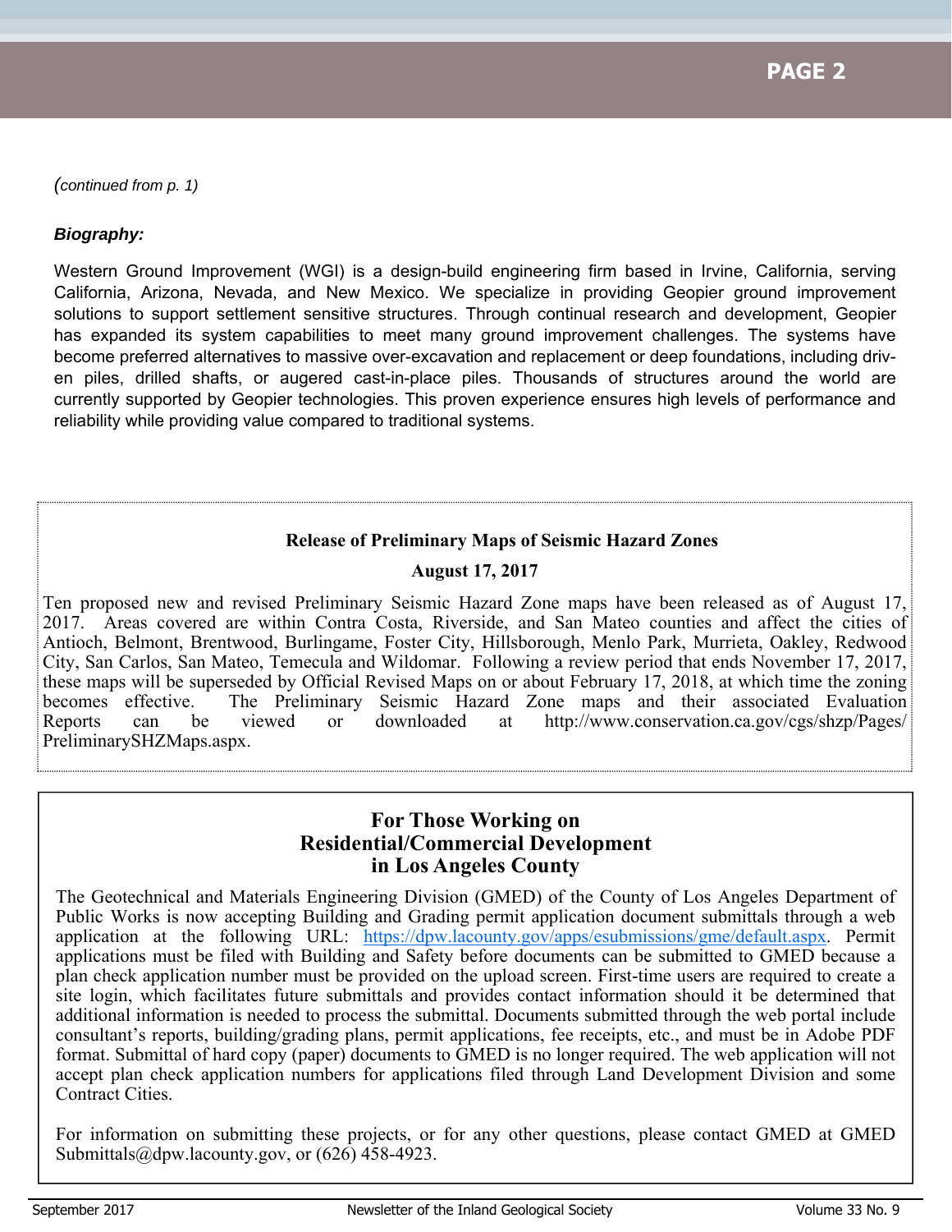*(continued from p. 1)*

***Biography:***

Western Ground Improvement (WGI) is a design-build engineering firm based in Irvine, California, serving California, Arizona, Nevada, and New Mexico. We specialize in providing Geopier ground improvement solutions to support settlement sensitive structures. Through continual research and development, Geopier has expanded its system capabilities to meet many ground improvement challenges. The systems have become preferred alternatives to massive over-excavation and replacement or deep foundations, including driven piles, drilled shafts, or augered cast-in-place piles. Thousands of structures around the world are currently supported by Geopier technologies. This proven experience ensures high levels of performance and reliability while providing value compared to traditional systems.

## Release of Preliminary Maps of Seismic Hazard Zones

**August 17, 2017**

Ten proposed new and revised Preliminary Seismic Hazard Zone maps have been released as of August 17, 2017. Areas covered are within Contra Costa, Riverside, and San Mateo counties and affect the cities of Antioch, Belmont, Brentwood, Burlingame, Foster City, Hillsborough, Menlo Park, Murrieta, Oakley, Redwood City, San Carlos, San Mateo, Temecula and Wildomar. Following a review period that ends November 17, 2017, these maps will be superseded by Official Revised Maps on or about February 17, 2018, at which time the zoning becomes effective. The Preliminary Seismic Hazard Zone maps and their associated Evaluation Reports can be viewed or downloaded at http://www.conservation.ca.gov/cgs/shzp/Pages/PreliminarySHZMaps.aspx.

## For Those Working on Residential/Commercial Development in Los Angeles County

The Geotechnical and Materials Engineering Division (GMED) of the County of Los Angeles Department of Public Works is now accepting Building and Grading permit application document submittals through a web application at the following URL: https://dpw.lacounty.gov/apps/esubmissions/gme/default.aspx. Permit applications must be filed with Building and Safety before documents can be submitted to GMED because a plan check application number must be provided on the upload screen. First-time users are required to create a site login, which facilitates future submittals and provides contact information should it be determined that additional information is needed to process the submittal. Documents submitted through the web portal include consultant's reports, building/grading plans, permit applications, fee receipts, etc., and must be in Adobe PDF format. Submittal of hard copy (paper) documents to GMED is no longer required. The web application will not accept plan check application numbers for applications filed through Land Development Division and some Contract Cities.

For information on submitting these projects, or for any other questions, please contact GMED at GMEDSubmittals@dpw.lacounty.gov, or (626) 458-4923.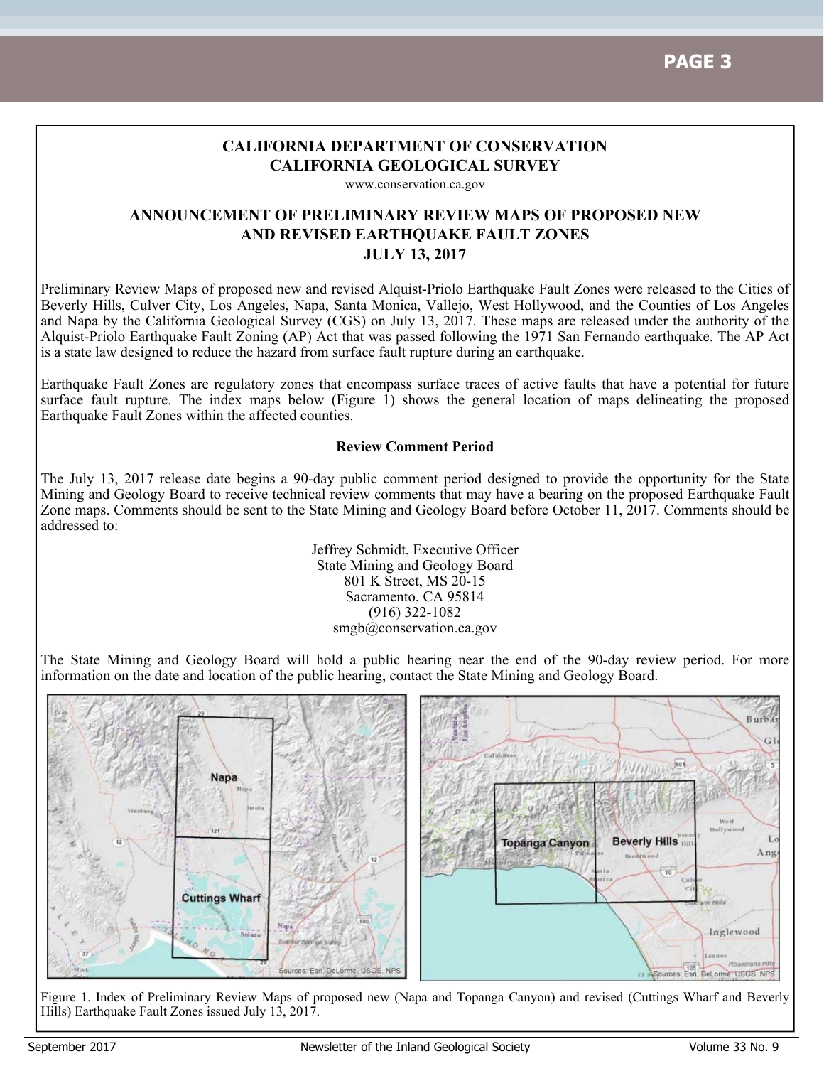**CALIFORNIA DEPARTMENT OF CONSERVATION**
**CALIFORNIA GEOLOGICAL SURVEY**

www.conservation.ca.gov

## ANNOUNCEMENT OF PRELIMINARY REVIEW MAPS OF PROPOSED NEW AND REVISED EARTHQUAKE FAULT ZONES JULY 13, 2017

Preliminary Review Maps of proposed new and revised Alquist-Priolo Earthquake Fault Zones were released to the Cities of Beverly Hills, Culver City, Los Angeles, Napa, Santa Monica, Vallejo, West Hollywood, and the Counties of Los Angeles and Napa by the California Geological Survey (CGS) on July 13, 2017. These maps are released under the authority of the Alquist-Priolo Earthquake Fault Zoning (AP) Act that was passed following the 1971 San Fernando earthquake. The AP Act is a state law designed to reduce the hazard from surface fault rupture during an earthquake.

Earthquake Fault Zones are regulatory zones that encompass surface traces of active faults that have a potential for future surface fault rupture. The index maps below (Figure 1) shows the general location of maps delineating the proposed Earthquake Fault Zones within the affected counties.

### Review Comment Period

The July 13, 2017 release date begins a 90-day public comment period designed to provide the opportunity for the State Mining and Geology Board to receive technical review comments that may have a bearing on the proposed Earthquake Fault Zone maps. Comments should be sent to the State Mining and Geology Board before October 11, 2017. Comments should be addressed to:

Jeffrey Schmidt, Executive Officer
State Mining and Geology Board
801 K Street, MS 20-15
Sacramento, CA 95814
(916) 322-1082
smgb@conservation.ca.gov

The State Mining and Geology Board will hold a public hearing near the end of the 90-day review period. For more information on the date and location of the public hearing, contact the State Mining and Geology Board.

Figure 1. Index of Preliminary Review Maps of proposed new (Napa and Topanga Canyon) and revised (Cuttings Wharf and Beverly Hills) Earthquake Fault Zones issued July 13, 2017.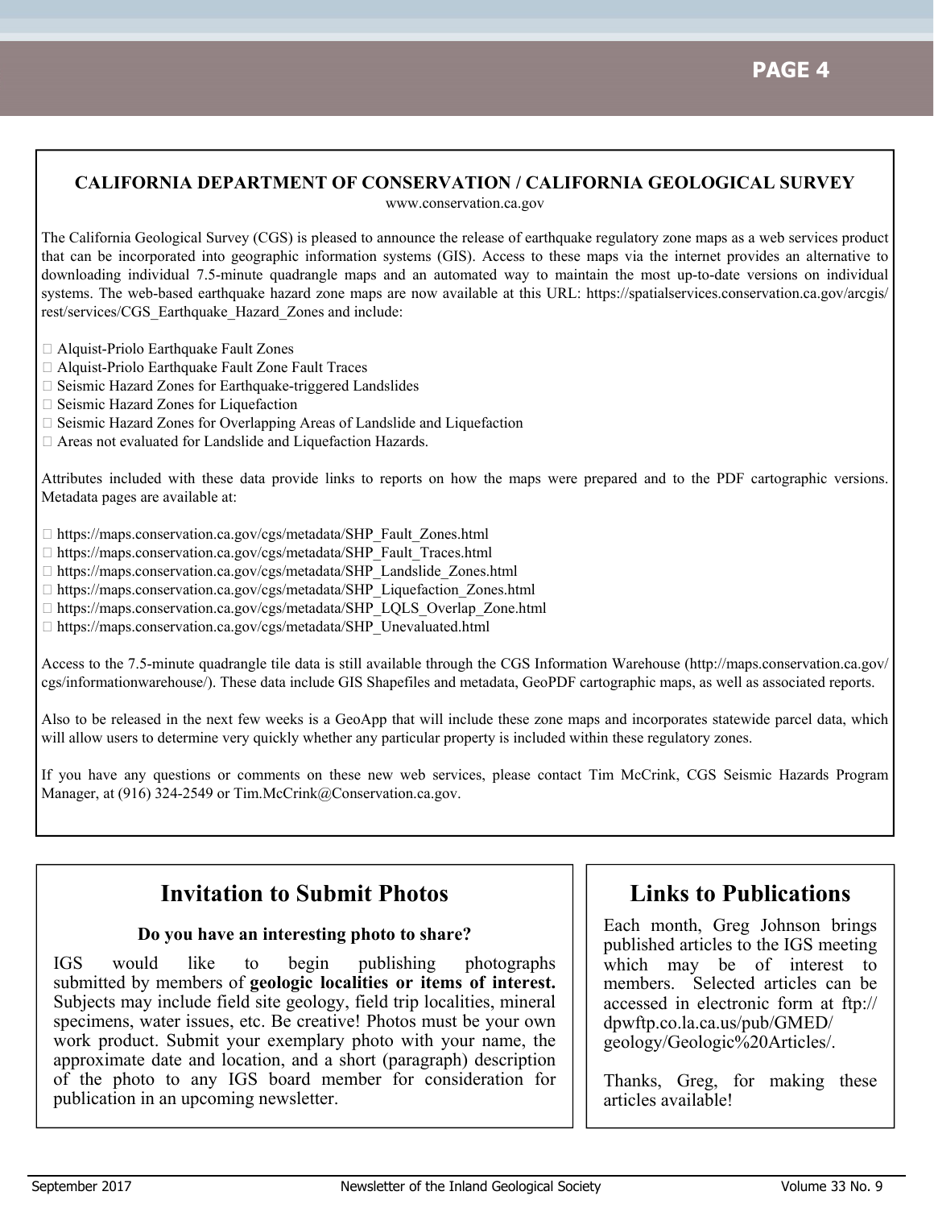## CALIFORNIA DEPARTMENT OF CONSERVATION / CALIFORNIA GEOLOGICAL SURVEY

www.conservation.ca.gov

The California Geological Survey (CGS) is pleased to announce the release of earthquake regulatory zone maps as a web services product that can be incorporated into geographic information systems (GIS). Access to these maps via the internet provides an alternative to downloading individual 7.5-minute quadrangle maps and an automated way to maintain the most up-to-date versions on individual systems. The web-based earthquake hazard zone maps are now available at this URL: https://spatialservices.conservation.ca.gov/arcgis/rest/services/CGS_Earthquake_Hazard_Zones and include:

- Alquist-Priolo Earthquake Fault Zones
- Alquist-Priolo Earthquake Fault Zone Fault Traces
- Seismic Hazard Zones for Earthquake-triggered Landslides
- Seismic Hazard Zones for Liquefaction
- Seismic Hazard Zones for Overlapping Areas of Landslide and Liquefaction
- Areas not evaluated for Landslide and Liquefaction Hazards.

Attributes included with these data provide links to reports on how the maps were prepared and to the PDF cartographic versions. Metadata pages are available at:

- https://maps.conservation.ca.gov/cgs/metadata/SHP_Fault_Zones.html
- https://maps.conservation.ca.gov/cgs/metadata/SHP_Fault_Traces.html
- https://maps.conservation.ca.gov/cgs/metadata/SHP_Landslide_Zones.html
- https://maps.conservation.ca.gov/cgs/metadata/SHP_Liquefaction_Zones.html
- https://maps.conservation.ca.gov/cgs/metadata/SHP_LQLS_Overlap_Zone.html
- https://maps.conservation.ca.gov/cgs/metadata/SHP_Unevaluated.html

Access to the 7.5-minute quadrangle tile data is still available through the CGS Information Warehouse (http://maps.conservation.ca.gov/cgs/informationwarehouse/). These data include GIS Shapefiles and metadata, GeoPDF cartographic maps, as well as associated reports.

Also to be released in the next few weeks is a GeoApp that will include these zone maps and incorporates statewide parcel data, which will allow users to determine very quickly whether any particular property is included within these regulatory zones.

If you have any questions or comments on these new web services, please contact Tim McCrink, CGS Seismic Hazards Program Manager, at (916) 324-2549 or Tim.McCrink@Conservation.ca.gov.

## Invitation to Submit Photos

**Do you have an interesting photo to share?**

IGS would like to begin publishing photographs submitted by members of **geologic localities or items of interest.** Subjects may include field site geology, field trip localities, mineral specimens, water issues, etc. Be creative! Photos must be your own work product. Submit your exemplary photo with your name, the approximate date and location, and a short (paragraph) description of the photo to any IGS board member for consideration for publication in an upcoming newsletter.

## Links to Publications

Each month, Greg Johnson brings published articles to the IGS meeting which may be of interest to members. Selected articles can be accessed in electronic form at ftp://dpwftp.co.la.ca.us/pub/GMED/geology/Geologic%20Articles/.

Thanks, Greg, for making these articles available!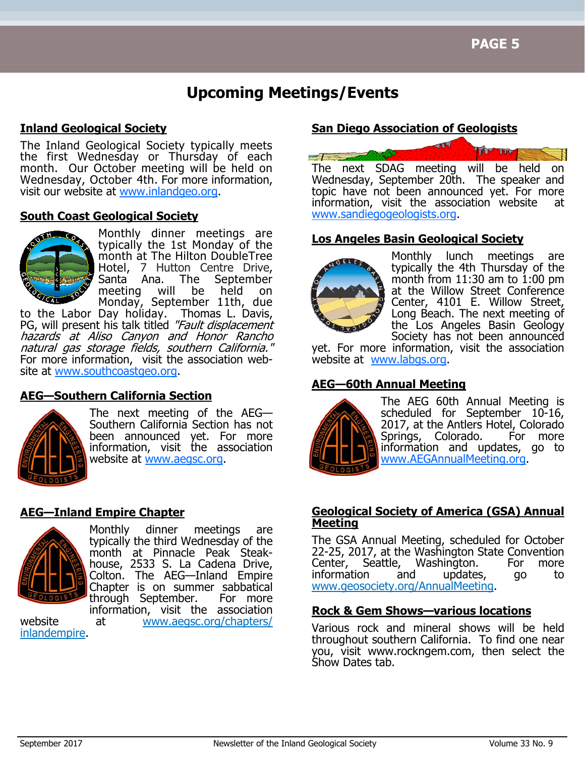# Upcoming Meetings/Events

## Inland Geological Society

The Inland Geological Society typically meets the first Wednesday or Thursday of each month. Our October meeting will be held on Wednesday, October 4th. For more information, visit our website at www.inlandgeo.org.

## South Coast Geological Society

Monthly dinner meetings are typically the 1st Monday of the month at The Hilton DoubleTree Hotel, 7 Hutton Centre Drive, Santa Ana. The September meeting will be held on Monday, September 11th, due to the Labor Day holiday. Thomas L. Davis, PG, will present his talk titled *"Fault displacement hazards at Aliso Canyon and Honor Rancho natural gas storage fields, southern California."* For more information, visit the association website at www.southcoastgeo.org.

## AEG—Southern California Section

The next meeting of the AEG—Southern California Section has not been announced yet. For more information, visit the association website at www.aegsc.org.

## AEG—Inland Empire Chapter

Monthly dinner meetings are typically the third Wednesday of the month at Pinnacle Peak Steakhouse, 2533 S. La Cadena Drive, Colton. The AEG—Inland Empire Chapter is on summer sabbatical through September. For more information, visit the association website at www.aegsc.org/chapters/inlandempire.

## San Diego Association of Geologists

The next SDAG meeting will be held on Wednesday, September 20th. The speaker and topic have not been announced yet. For more information, visit the association website at www.sandiegogeologists.org.

## Los Angeles Basin Geological Society

Monthly lunch meetings are typically the 4th Thursday of the month from 11:30 am to 1:00 pm at the Willow Street Conference Center, 4101 E. Willow Street, Long Beach. The next meeting of the Los Angeles Basin Geology Society has not been announced yet. For more information, visit the association website at www.labgs.org.

## AEG—60th Annual Meeting

The AEG 60th Annual Meeting is scheduled for September 10-16, 2017, at the Antlers Hotel, Colorado Springs, Colorado. For more information and updates, go to www.AEGAnnualMeeting.org.

## Geological Society of America (GSA) Annual Meeting

The GSA Annual Meeting, scheduled for October 22-25, 2017, at the Washington State Convention Center, Seattle, Washington. For more information and updates, go to www.geosociety.org/AnnualMeeting.

## Rock & Gem Shows—various locations

Various rock and mineral shows will be held throughout southern California. To find one near you, visit www.rockngem.com, then select the Show Dates tab.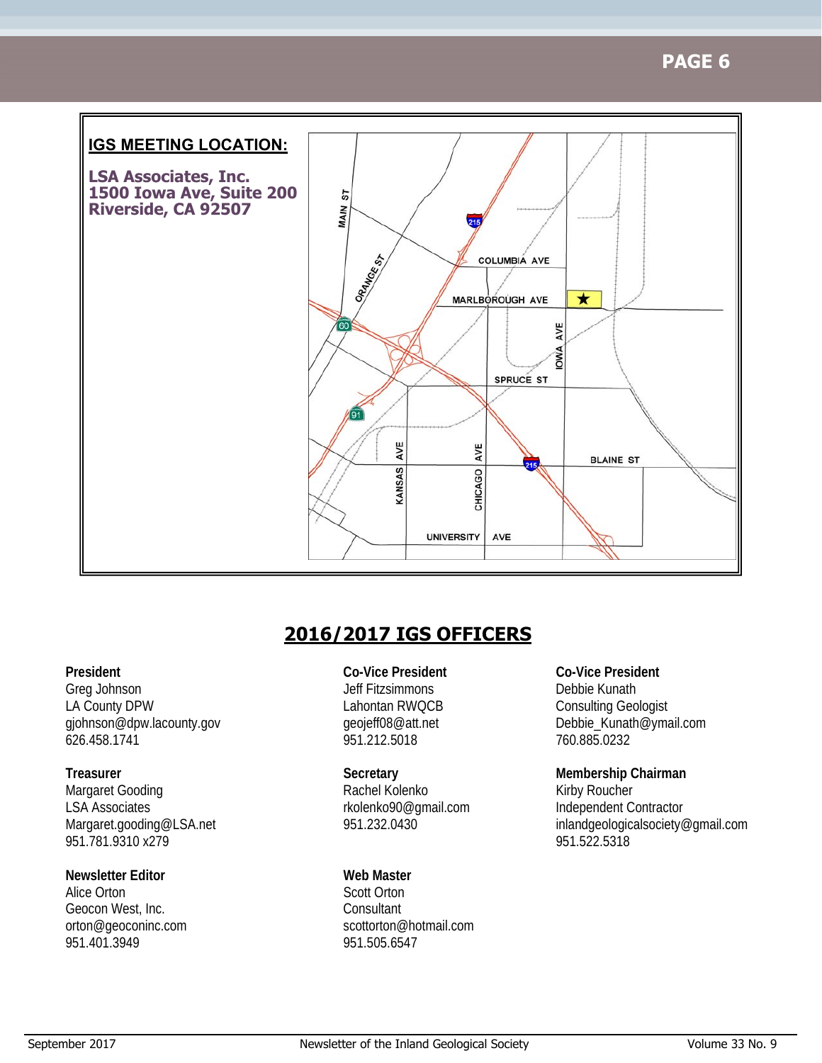**IGS MEETING LOCATION:**

**LSA Associates, Inc.**
**1500 Iowa Ave, Suite 200**
**Riverside, CA 92507**

MAIN ST
ORANGE ST
215
COLUMBIA AVE
MARLBOROUGH AVE
60
IOWA AVE
SPRUCE ST
91
KANSAS AVE
CHICAGO AVE
215
BLAINE ST
UNIVERSITY AVE

## 2016/2017 IGS OFFICERS

**President**
Greg Johnson
LA County DPW
gjohnson@dpw.lacounty.gov
626.458.1741

**Co-Vice President**
Jeff Fitzsimmons
Lahontan RWQCB
geojeff08@att.net
951.212.5018

**Co-Vice President**
Debbie Kunath
Consulting Geologist
Debbie_Kunath@ymail.com
760.885.0232

**Treasurer**
Margaret Gooding
LSA Associates
Margaret.gooding@LSA.net
951.781.9310 x279

**Secretary**
Rachel Kolenko
rkolenko90@gmail.com
951.232.0430

**Membership Chairman**
Kirby Roucher
Independent Contractor
inlandgeologicalsociety@gmail.com
951.522.5318

**Newsletter Editor**
Alice Orton
Geocon West, Inc.
orton@geoconinc.com
951.401.3949

**Web Master**
Scott Orton
Consultant
scottorton@hotmail.com
951.505.6547